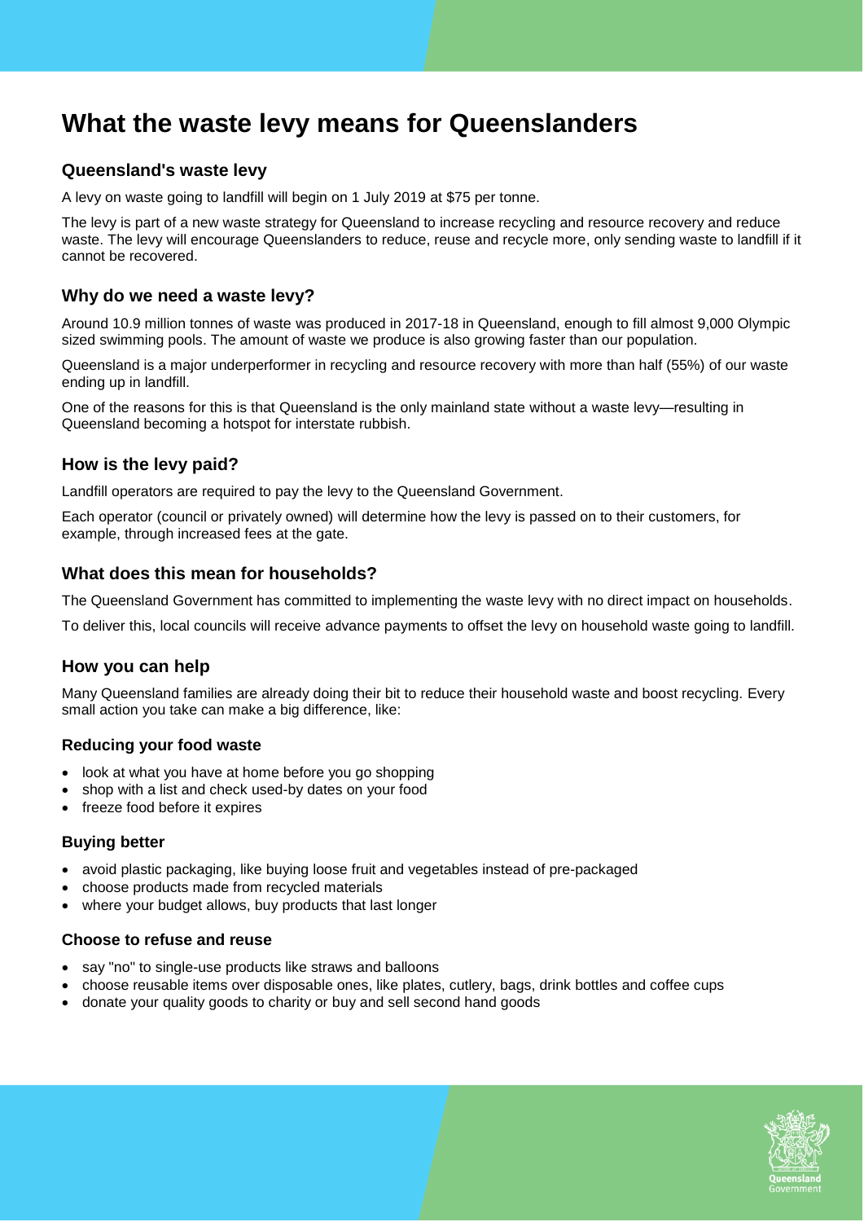# What the waste levy means for Queenslanders

## Queensland's waste levy

A levy on waste going to landfill will begin on 1 July 2019 at $75 per tonne.

The levy is part of a new waste strategy for Queensland to increase recycling and resource recovery and reduce waste. The levy will encourage Queenslanders to reduce, reuse and recycle more, only sending waste to landfill if it cannot be recovered.

## Why do we need a waste levy?

Around 10.9 million tonnes of waste was produced in 2017-18 in Queensland, enough to fill almost 9,000 Olympic sized swimming pools. The amount of waste we produce is also growing faster than our population.

Queensland is a major underperformer in recycling and resource recovery with more than half (55%) of our waste ending up in landfill.

One of the reasons for this is that Queensland is the only mainland state without a waste levy—resulting in Queensland becoming a hotspot for interstate rubbish.

## How is the levy paid?

Landfill operators are required to pay the levy to the Queensland Government.

Each operator (council or privately owned) will determine how the levy is passed on to their customers, for example, through increased fees at the gate.

## What does this mean for households?

The Queensland Government has committed to implementing the waste levy with no direct impact on households.

To deliver this, local councils will receive advance payments to offset the levy on household waste going to landfill.

## How you can help

Many Queensland families are already doing their bit to reduce their household waste and boost recycling. Every small action you take can make a big difference, like:

### Reducing your food waste

- look at what you have at home before you go shopping
- shop with a list and check used-by dates on your food
- freeze food before it expires

### Buying better

- avoid plastic packaging, like buying loose fruit and vegetables instead of pre-packaged
- choose products made from recycled materials
- where your budget allows, buy products that last longer

### Choose to refuse and reuse

- say "no" to single-use products like straws and balloons
- choose reusable items over disposable ones, like plates, cutlery, bags, drink bottles and coffee cups
- donate your quality goods to charity or buy and sell second hand goods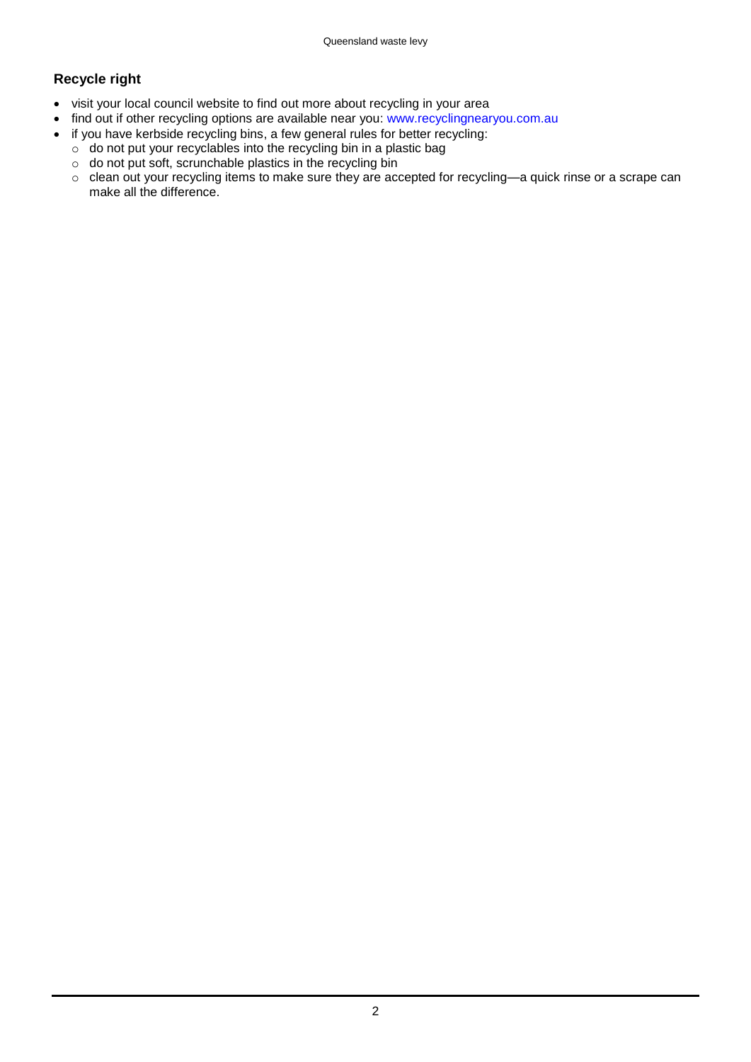## Recycle right

- visit your local council website to find out more about recycling in your area
- find out if other recycling options are available near you: www.recyclingnearyou.com.au
- if you have kerbside recycling bins, a few general rules for better recycling:
  - do not put your recyclables into the recycling bin in a plastic bag
  - do not put soft, scrunchable plastics in the recycling bin
  - clean out your recycling items to make sure they are accepted for recycling—a quick rinse or a scrape can make all the difference.